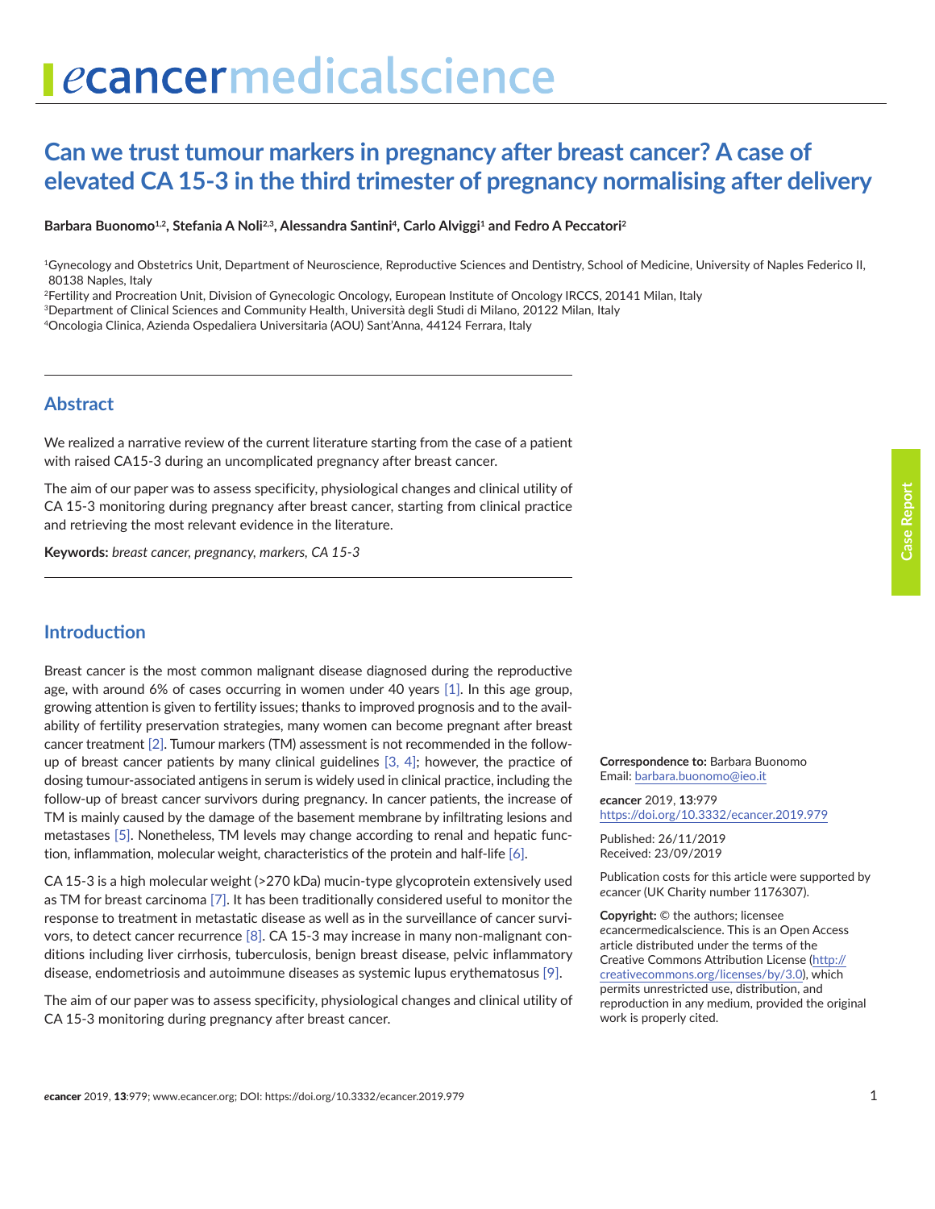# Can we trust tumour markers in pregnancy after breast cancer? A case of elevated CA 15-3 in the third trimester of pregnancy normalising after delivery

**Barbara Buonomo[1,2], Stefania A Noli[2,3], Alessandra Santini[4], Carlo Alviggi[1] and Fedro A Peccatori[2]**

[1]Gynecology and Obstetrics Unit, Department of Neuroscience, Reproductive Sciences and Dentistry, School of Medicine, University of Naples Federico II, 80138 Naples, Italy
[2]Fertility and Procreation Unit, Division of Gynecologic Oncology, European Institute of Oncology IRCCS, 20141 Milan, Italy
[3]Department of Clinical Sciences and Community Health, Università degli Studi di Milano, 20122 Milan, Italy
[4]Oncologia Clinica, Azienda Ospedaliera Universitaria (AOU) Sant'Anna, 44124 Ferrara, Italy

## Abstract

We realized a narrative review of the current literature starting from the case of a patient with raised CA15-3 during an uncomplicated pregnancy after breast cancer.

The aim of our paper was to assess specificity, physiological changes and clinical utility of CA 15-3 monitoring during pregnancy after breast cancer, starting from clinical practice and retrieving the most relevant evidence in the literature.

**Keywords:** *breast cancer, pregnancy, markers, CA 15-3*

**Correspondence to:** Barbara Buonomo
Email: barbara.buonomo@ieo.it

***e*cancer** 2019, **13**:979
https://doi.org/10.3332/ecancer.2019.979

Published: 26/11/2019
Received: 23/09/2019

Publication costs for this article were supported by *e*cancer (UK Charity number 1176307).

**Copyright:** © the authors; licensee *e*cancermedicalscience. This is an Open Access article distributed under the terms of the Creative Commons Attribution License (http://creativecommons.org/licenses/by/3.0), which permits unrestricted use, distribution, and reproduction in any medium, provided the original work is properly cited.

## Introduction

Breast cancer is the most common malignant disease diagnosed during the reproductive age, with around 6% of cases occurring in women under 40 years [1]. In this age group, growing attention is given to fertility issues; thanks to improved prognosis and to the availability of fertility preservation strategies, many women can become pregnant after breast cancer treatment [2]. Tumour markers (TM) assessment is not recommended in the follow-up of breast cancer patients by many clinical guidelines [3, 4]; however, the practice of dosing tumour-associated antigens in serum is widely used in clinical practice, including the follow-up of breast cancer survivors during pregnancy. In cancer patients, the increase of TM is mainly caused by the damage of the basement membrane by infiltrating lesions and metastases [5]. Nonetheless, TM levels may change according to renal and hepatic function, inflammation, molecular weight, characteristics of the protein and half-life [6].

CA 15-3 is a high molecular weight (>270 kDa) mucin-type glycoprotein extensively used as TM for breast carcinoma [7]. It has been traditionally considered useful to monitor the response to treatment in metastatic disease as well as in the surveillance of cancer survivors, to detect cancer recurrence [8]. CA 15-3 may increase in many non-malignant conditions including liver cirrhosis, tuberculosis, benign breast disease, pelvic inflammatory disease, endometriosis and autoimmune diseases as systemic lupus erythematosus [9].

The aim of our paper was to assess specificity, physiological changes and clinical utility of CA 15-3 monitoring during pregnancy after breast cancer.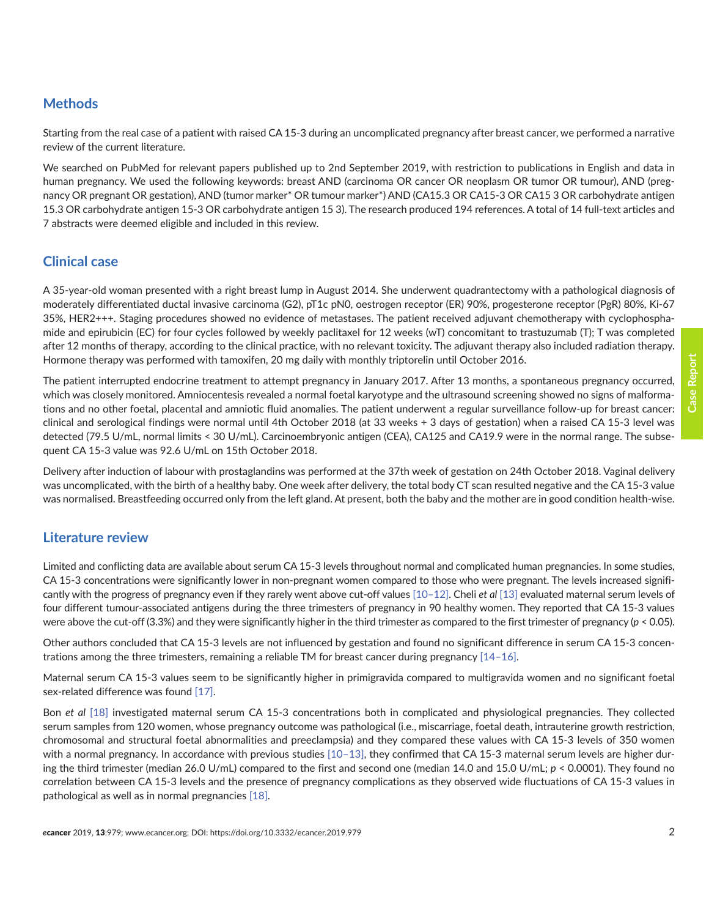## Methods

Starting from the real case of a patient with raised CA 15-3 during an uncomplicated pregnancy after breast cancer, we performed a narrative review of the current literature.

We searched on PubMed for relevant papers published up to 2nd September 2019, with restriction to publications in English and data in human pregnancy. We used the following keywords: breast AND (carcinoma OR cancer OR neoplasm OR tumor OR tumour), AND (pregnancy OR pregnant OR gestation), AND (tumor marker* OR tumour marker*) AND (CA15.3 OR CA15-3 OR CA15 3 OR carbohydrate antigen 15.3 OR carbohydrate antigen 15-3 OR carbohydrate antigen 15 3). The research produced 194 references. A total of 14 full-text articles and 7 abstracts were deemed eligible and included in this review.

## Clinical case

A 35-year-old woman presented with a right breast lump in August 2014. She underwent quadrantectomy with a pathological diagnosis of moderately differentiated ductal invasive carcinoma (G2), pT1c pN0, oestrogen receptor (ER) 90%, progesterone receptor (PgR) 80%, Ki-67 35%, HER2+++. Staging procedures showed no evidence of metastases. The patient received adjuvant chemotherapy with cyclophosphamide and epirubicin (EC) for four cycles followed by weekly paclitaxel for 12 weeks (wT) concomitant to trastuzumab (T); T was completed after 12 months of therapy, according to the clinical practice, with no relevant toxicity. The adjuvant therapy also included radiation therapy. Hormone therapy was performed with tamoxifen, 20 mg daily with monthly triptorelin until October 2016.

The patient interrupted endocrine treatment to attempt pregnancy in January 2017. After 13 months, a spontaneous pregnancy occurred, which was closely monitored. Amniocentesis revealed a normal foetal karyotype and the ultrasound screening showed no signs of malformations and no other foetal, placental and amniotic fluid anomalies. The patient underwent a regular surveillance follow-up for breast cancer: clinical and serological findings were normal until 4th October 2018 (at 33 weeks + 3 days of gestation) when a raised CA 15-3 level was detected (79.5 U/mL, normal limits < 30 U/mL). Carcinoembryonic antigen (CEA), CA125 and CA19.9 were in the normal range. The subsequent CA 15-3 value was 92.6 U/mL on 15th October 2018.

Delivery after induction of labour with prostaglandins was performed at the 37th week of gestation on 24th October 2018. Vaginal delivery was uncomplicated, with the birth of a healthy baby. One week after delivery, the total body CT scan resulted negative and the CA 15-3 value was normalised. Breastfeeding occurred only from the left gland. At present, both the baby and the mother are in good condition health-wise.

## Literature review

Limited and conflicting data are available about serum CA 15-3 levels throughout normal and complicated human pregnancies. In some studies, CA 15-3 concentrations were significantly lower in non-pregnant women compared to those who were pregnant. The levels increased significantly with the progress of pregnancy even if they rarely went above cut-off values [10–12]. Cheli *et al* [13] evaluated maternal serum levels of four different tumour-associated antigens during the three trimesters of pregnancy in 90 healthy women. They reported that CA 15-3 values were above the cut-off (3.3%) and they were significantly higher in the third trimester as compared to the first trimester of pregnancy ($p < 0.05$).

Other authors concluded that CA 15-3 levels are not influenced by gestation and found no significant difference in serum CA 15-3 concentrations among the three trimesters, remaining a reliable TM for breast cancer during pregnancy [14–16].

Maternal serum CA 15-3 values seem to be significantly higher in primigravida compared to multigravida women and no significant foetal sex-related difference was found [17].

Bon *et al* [18] investigated maternal serum CA 15-3 concentrations both in complicated and physiological pregnancies. They collected serum samples from 120 women, whose pregnancy outcome was pathological (i.e., miscarriage, foetal death, intrauterine growth restriction, chromosomal and structural foetal abnormalities and preeclampsia) and they compared these values with CA 15-3 levels of 350 women with a normal pregnancy. In accordance with previous studies [10–13], they confirmed that CA 15-3 maternal serum levels are higher during the third trimester (median 26.0 U/mL) compared to the first and second one (median 14.0 and 15.0 U/mL; $p < 0.0001$). They found no correlation between CA 15-3 levels and the presence of pregnancy complications as they observed wide fluctuations of CA 15-3 values in pathological as well as in normal pregnancies [18].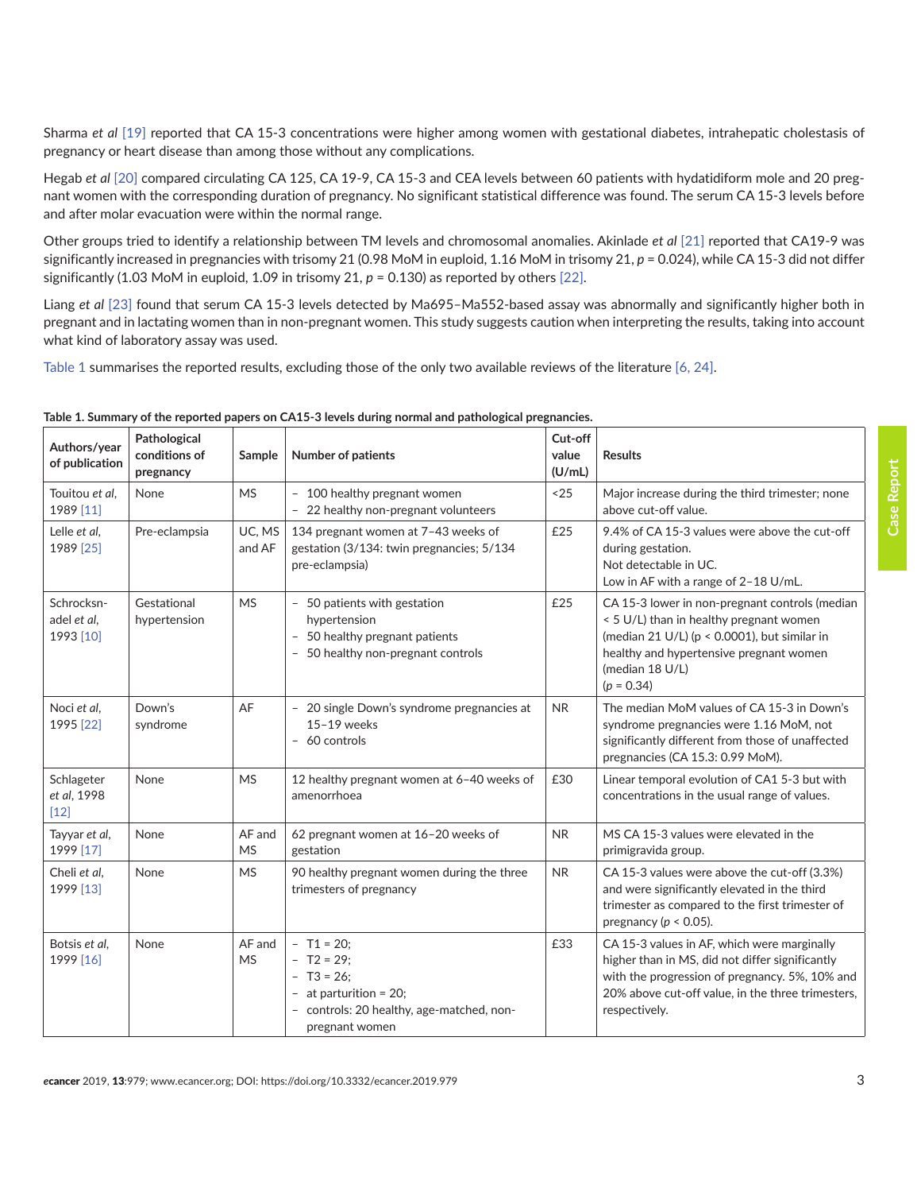Sharma *et al* [19] reported that CA 15-3 concentrations were higher among women with gestational diabetes, intrahepatic cholestasis of pregnancy or heart disease than among those without any complications.

Hegab *et al* [20] compared circulating CA 125, CA 19-9, CA 15-3 and CEA levels between 60 patients with hydatidiform mole and 20 pregnant women with the corresponding duration of pregnancy. No significant statistical difference was found. The serum CA 15-3 levels before and after molar evacuation were within the normal range.

Other groups tried to identify a relationship between TM levels and chromosomal anomalies. Akinlade *et al* [21] reported that CA19-9 was significantly increased in pregnancies with trisomy 21 (0.98 MoM in euploid, 1.16 MoM in trisomy 21, $p = 0.024$), while CA 15-3 did not differ significantly (1.03 MoM in euploid, 1.09 in trisomy 21, $p = 0.130$) as reported by others [22].

Liang *et al* [23] found that serum CA 15-3 levels detected by Ma695–Ma552-based assay was abnormally and significantly higher both in pregnant and in lactating women than in non-pregnant women. This study suggests caution when interpreting the results, taking into account what kind of laboratory assay was used.

Table 1 summarises the reported results, excluding those of the only two available reviews of the literature [6, 24].

**Table 1. Summary of the reported papers on CA15-3 levels during normal and pathological pregnancies.**

| Authors/year of publication | Pathological conditions of pregnancy | Sample | Number of patients | Cut-off value (U/mL) | Results |
|---|---|---|---|---|---|
| Touitou *et al*, 1989 [11] | None | MS | – 100 healthy pregnant women<br>– 22 healthy non-pregnant volunteers | <25 | Major increase during the third trimester; none above cut-off value. |
| Lelle *et al*, 1989 [25] | Pre-eclampsia | UC, MS and AF | 134 pregnant women at 7–43 weeks of gestation (3/134: twin pregnancies; 5/134 pre-eclampsia) | £25 | 9.4% of CA 15-3 values were above the cut-off during gestation.<br>Not detectable in UC.<br>Low in AF with a range of 2–18 U/mL. |
| Schrocksn-adel *et al*, 1993 [10] | Gestational hypertension | MS | – 50 patients with gestation hypertension<br>– 50 healthy pregnant patients<br>– 50 healthy non-pregnant controls | £25 | CA 15-3 lower in non-pregnant controls (median < 5 U/L) than in healthy pregnant women (median 21 U/L) ($p < 0.0001$), but similar in healthy and hypertensive pregnant women (median 18 U/L) ($p = 0.34$) |
| Noci *et al*, 1995 [22] | Down's syndrome | AF | – 20 single Down's syndrome pregnancies at 15–19 weeks<br>– 60 controls | NR | The median MoM values of CA 15-3 in Down's syndrome pregnancies were 1.16 MoM, not significantly different from those of unaffected pregnancies (CA 15.3: 0.99 MoM). |
| Schlageter *et al*, 1998 [12] | None | MS | 12 healthy pregnant women at 6–40 weeks of amenorrhoea | £30 | Linear temporal evolution of CA1 5-3 but with concentrations in the usual range of values. |
| Tayyar *et al*, 1999 [17] | None | AF and MS | 62 pregnant women at 16–20 weeks of gestation | NR | MS CA 15-3 values were elevated in the primigravida group. |
| Cheli *et al*, 1999 [13] | None | MS | 90 healthy pregnant women during the three trimesters of pregnancy | NR | CA 15-3 values were above the cut-off (3.3%) and were significantly elevated in the third trimester as compared to the first trimester of pregnancy ($p < 0.05$). |
| Botsis *et al*, 1999 [16] | None | AF and MS | – T1 = 20;<br>– T2 = 29;<br>– T3 = 26;<br>– at parturition = 20;<br>– controls: 20 healthy, age-matched, non-pregnant women | £33 | CA 15-3 values in AF, which were marginally higher than in MS, did not differ significantly with the progression of pregnancy. 5%, 10% and 20% above cut-off value, in the three trimesters, respectively. |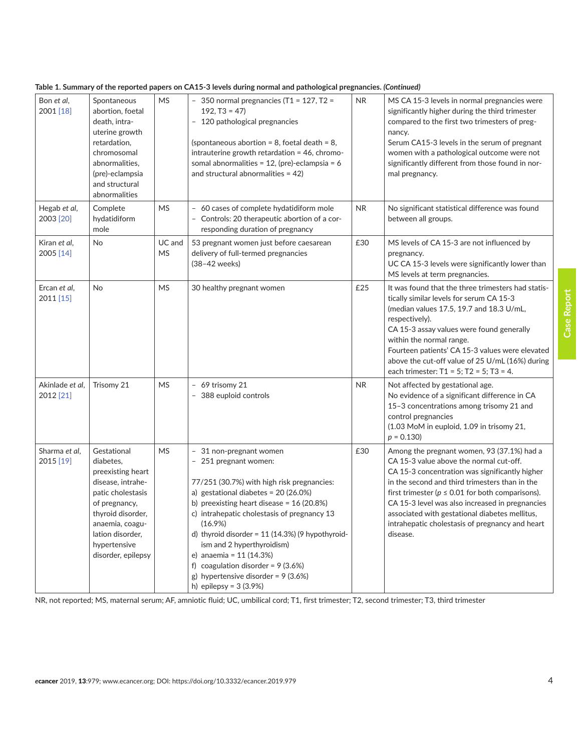**Table 1. Summary of the reported papers on CA15-3 levels during normal and pathological pregnancies. *(Continued)***

| | | | | | |
|---|---|---|---|---|---|
| Bon *et al*, 2001 [18] | Spontaneous abortion, foetal death, intra-uterine growth retardation, chromosomal abnormalities, (pre)-eclampsia and structural abnormalities | MS | - 350 normal pregnancies (T1 = 127, T2 = 192, T3 = 47)<br>- 120 pathological pregnancies<br><br>(spontaneous abortion = 8, foetal death = 8, intrauterine growth retardation = 46, chromosomal abnormalities = 12, (pre)-eclampsia = 6 and structural abnormalities = 42) | NR | MS CA 15-3 levels in normal pregnancies were significantly higher during the third trimester compared to the first two trimesters of pregnancy.<br>Serum CA15-3 levels in the serum of pregnant women with a pathological outcome were not significantly different from those found in normal pregnancy. |
| Hegab *et al*, 2003 [20] | Complete hydatidiform mole | MS | - 60 cases of complete hydatidiform mole<br>- Controls: 20 therapeutic abortion of a corresponding duration of pregnancy | NR | No significant statistical difference was found between all groups. |
| Kiran *et al*, 2005 [14] | No | UC and MS | 53 pregnant women just before caesarean delivery of full-termed pregnancies (38–42 weeks) | £30 | MS levels of CA 15-3 are not influenced by pregnancy.<br>UC CA 15-3 levels were significantly lower than MS levels at term pregnancies. |
| Ercan *et al*, 2011 [15] | No | MS | 30 healthy pregnant women | £25 | It was found that the three trimesters had statistically similar levels for serum CA 15-3 (median values 17.5, 19.7 and 18.3 U/mL, respectively).<br>CA 15-3 assay values were found generally within the normal range.<br>Fourteen patients' CA 15-3 values were elevated above the cut-off value of 25 U/mL (16%) during each trimester: T1 = 5; T2 = 5; T3 = 4. |
| Akinlade *et al*, 2012 [21] | Trisomy 21 | MS | - 69 trisomy 21<br>- 388 euploid controls | NR | Not affected by gestational age.<br>No evidence of a significant difference in CA 15–3 concentrations among trisomy 21 and control pregnancies<br>(1.03 MoM in euploid, 1.09 in trisomy 21, $p = 0.130$) |
| Sharma *et al*, 2015 [19] | Gestational diabetes, preexisting heart disease, intrahepatic cholestasis of pregnancy, thyroid disorder, anaemia, coagulation disorder, hypertensive disorder, epilepsy | MS | - 31 non-pregnant women<br>- 251 pregnant women:<br><br>77/251 (30.7%) with high risk pregnancies:<br>a) gestational diabetes = 20 (26.0%)<br>b) preexisting heart disease = 16 (20.8%)<br>c) intrahepatic cholestasis of pregnancy 13 (16.9%)<br>d) thyroid disorder = 11 (14.3%) (9 hypothyroidism and 2 hyperthyroidism)<br>e) anaemia = 11 (14.3%)<br>f) coagulation disorder = 9 (3.6%)<br>g) hypertensive disorder = 9 (3.6%)<br>h) epilepsy = 3 (3.9%) | £30 | Among the pregnant women, 93 (37.1%) had a CA 15-3 value above the normal cut-off.<br>CA 15-3 concentration was significantly higher in the second and third trimesters than in the first trimester ($p \leq 0.01$ for both comparisons).<br>CA 15-3 level was also increased in pregnancies associated with gestational diabetes mellitus, intrahepatic cholestasis of pregnancy and heart disease. |

NR, not reported; MS, maternal serum; AF, amniotic fluid; UC, umbilical cord; T1, first trimester; T2, second trimester; T3, third trimester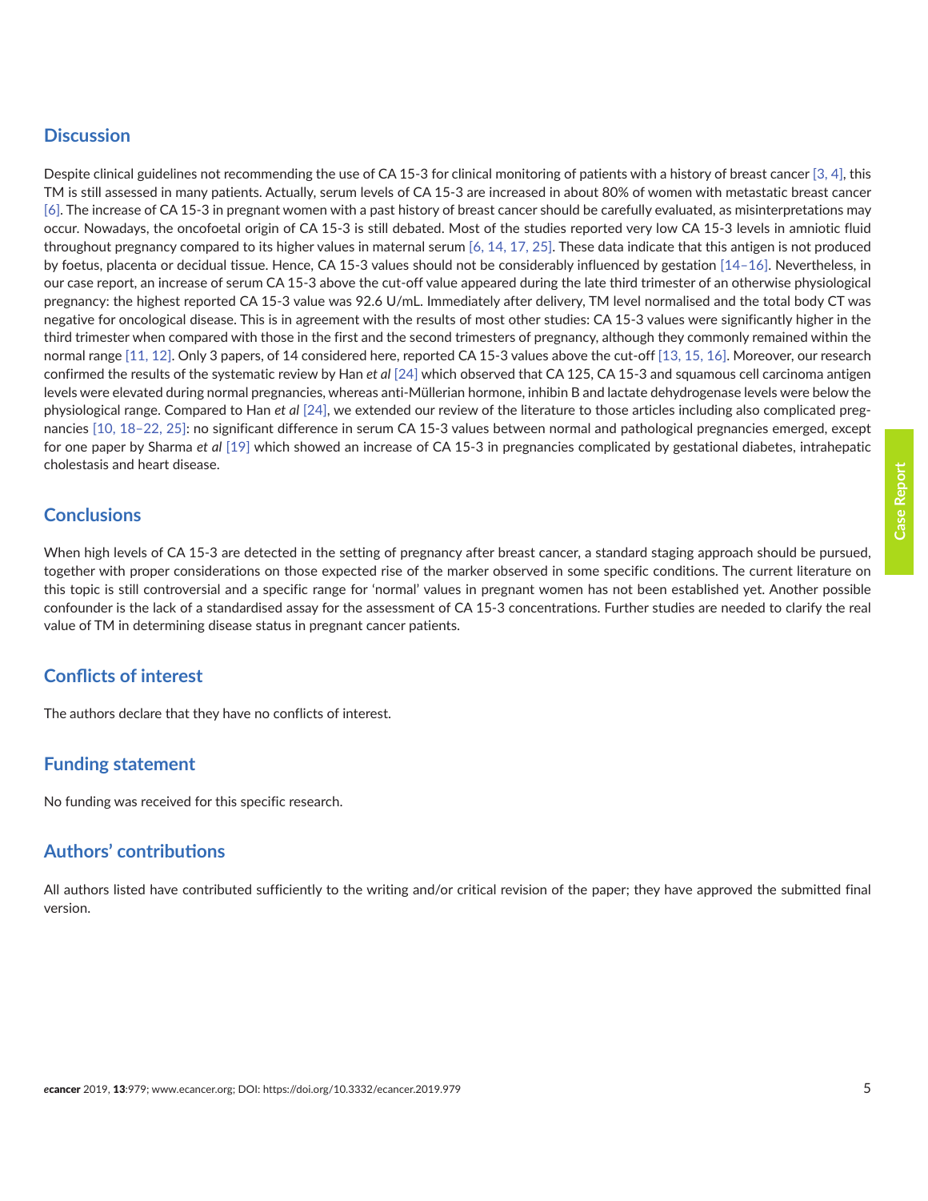## Discussion

Despite clinical guidelines not recommending the use of CA 15-3 for clinical monitoring of patients with a history of breast cancer [3, 4], this TM is still assessed in many patients. Actually, serum levels of CA 15-3 are increased in about 80% of women with metastatic breast cancer [6]. The increase of CA 15-3 in pregnant women with a past history of breast cancer should be carefully evaluated, as misinterpretations may occur. Nowadays, the oncofoetal origin of CA 15-3 is still debated. Most of the studies reported very low CA 15-3 levels in amniotic fluid throughout pregnancy compared to its higher values in maternal serum [6, 14, 17, 25]. These data indicate that this antigen is not produced by foetus, placenta or decidual tissue. Hence, CA 15-3 values should not be considerably influenced by gestation [14–16]. Nevertheless, in our case report, an increase of serum CA 15-3 above the cut-off value appeared during the late third trimester of an otherwise physiological pregnancy: the highest reported CA 15-3 value was 92.6 U/mL. Immediately after delivery, TM level normalised and the total body CT was negative for oncological disease. This is in agreement with the results of most other studies: CA 15-3 values were significantly higher in the third trimester when compared with those in the first and the second trimesters of pregnancy, although they commonly remained within the normal range [11, 12]. Only 3 papers, of 14 considered here, reported CA 15-3 values above the cut-off [13, 15, 16]. Moreover, our research confirmed the results of the systematic review by Han *et al* [24] which observed that CA 125, CA 15-3 and squamous cell carcinoma antigen levels were elevated during normal pregnancies, whereas anti-Müllerian hormone, inhibin B and lactate dehydrogenase levels were below the physiological range. Compared to Han *et al* [24], we extended our review of the literature to those articles including also complicated pregnancies [10, 18–22, 25]: no significant difference in serum CA 15-3 values between normal and pathological pregnancies emerged, except for one paper by Sharma *et al* [19] which showed an increase of CA 15-3 in pregnancies complicated by gestational diabetes, intrahepatic cholestasis and heart disease.

## Conclusions

When high levels of CA 15-3 are detected in the setting of pregnancy after breast cancer, a standard staging approach should be pursued, together with proper considerations on those expected rise of the marker observed in some specific conditions. The current literature on this topic is still controversial and a specific range for 'normal' values in pregnant women has not been established yet. Another possible confounder is the lack of a standardised assay for the assessment of CA 15-3 concentrations. Further studies are needed to clarify the real value of TM in determining disease status in pregnant cancer patients.

## Conflicts of interest

The authors declare that they have no conflicts of interest.

## Funding statement

No funding was received for this specific research.

## Authors' contributions

All authors listed have contributed sufficiently to the writing and/or critical revision of the paper; they have approved the submitted final version.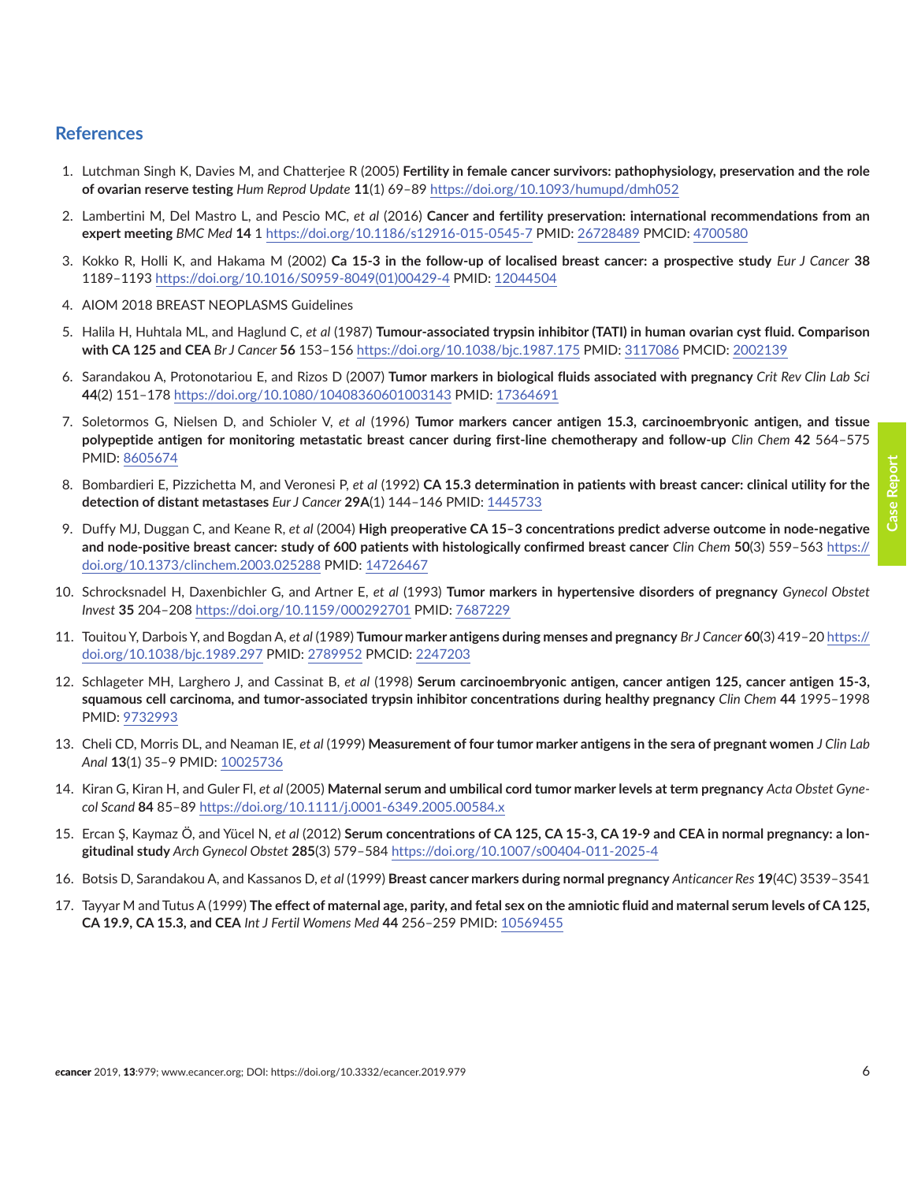## References

1. Lutchman Singh K, Davies M, and Chatterjee R (2005) **Fertility in female cancer survivors: pathophysiology, preservation and the role of ovarian reserve testing** *Hum Reprod Update* **11**(1) 69–89 https://doi.org/10.1093/humupd/dmh052

2. Lambertini M, Del Mastro L, and Pescio MC, *et al* (2016) **Cancer and fertility preservation: international recommendations from an expert meeting** *BMC Med* **14** 1 https://doi.org/10.1186/s12916-015-0545-7 PMID: 26728489 PMCID: 4700580

3. Kokko R, Holli K, and Hakama M (2002) **Ca 15-3 in the follow-up of localised breast cancer: a prospective study** *Eur J Cancer* **38** 1189–1193 https://doi.org/10.1016/S0959-8049(01)00429-4 PMID: 12044504

4. AIOM 2018 BREAST NEOPLASMS Guidelines

5. Halila H, Huhtala ML, and Haglund C, *et al* (1987) **Tumour-associated trypsin inhibitor (TATI) in human ovarian cyst fluid. Comparison with CA 125 and CEA** *Br J Cancer* **56** 153–156 https://doi.org/10.1038/bjc.1987.175 PMID: 3117086 PMCID: 2002139

6. Sarandakou A, Protonotariou E, and Rizos D (2007) **Tumor markers in biological fluids associated with pregnancy** *Crit Rev Clin Lab Sci* **44**(2) 151–178 https://doi.org/10.1080/10408360601003143 PMID: 17364691

7. Soletormos G, Nielsen D, and Schioler V, *et al* (1996) **Tumor markers cancer antigen 15.3, carcinoembryonic antigen, and tissue polypeptide antigen for monitoring metastatic breast cancer during first-line chemotherapy and follow-up** *Clin Chem* **42** 564–575 PMID: 8605674

8. Bombardieri E, Pizzichetta M, and Veronesi P, *et al* (1992) **CA 15.3 determination in patients with breast cancer: clinical utility for the detection of distant metastases** *Eur J Cancer* **29A**(1) 144–146 PMID: 1445733

9. Duffy MJ, Duggan C, and Keane R, *et al* (2004) **High preoperative CA 15–3 concentrations predict adverse outcome in node-negative and node-positive breast cancer: study of 600 patients with histologically confirmed breast cancer** *Clin Chem* **50**(3) 559–563 https://doi.org/10.1373/clinchem.2003.025288 PMID: 14726467

10. Schrocksnadel H, Daxenbichler G, and Artner E, *et al* (1993) **Tumor markers in hypertensive disorders of pregnancy** *Gynecol Obstet Invest* **35** 204–208 https://doi.org/10.1159/000292701 PMID: 7687229

11. Touitou Y, Darbois Y, and Bogdan A, *et al* (1989) **Tumour marker antigens during menses and pregnancy** *Br J Cancer* **60**(3) 419–20 https://doi.org/10.1038/bjc.1989.297 PMID: 2789952 PMCID: 2247203

12. Schlageter MH, Larghero J, and Cassinat B, *et al* (1998) **Serum carcinoembryonic antigen, cancer antigen 125, cancer antigen 15-3, squamous cell carcinoma, and tumor-associated trypsin inhibitor concentrations during healthy pregnancy** *Clin Chem* **44** 1995–1998 PMID: 9732993

13. Cheli CD, Morris DL, and Neaman IE, *et al* (1999) **Measurement of four tumor marker antigens in the sera of pregnant women** *J Clin Lab Anal* **13**(1) 35–9 PMID: 10025736

14. Kiran G, Kiran H, and Guler FI, *et al* (2005) **Maternal serum and umbilical cord tumor marker levels at term pregnancy** *Acta Obstet Gynecol Scand* **84** 85–89 https://doi.org/10.1111/j.0001-6349.2005.00584.x

15. Ercan Ş, Kaymaz Ö, and Yücel N, *et al* (2012) **Serum concentrations of CA 125, CA 15-3, CA 19-9 and CEA in normal pregnancy: a longitudinal study** *Arch Gynecol Obstet* **285**(3) 579–584 https://doi.org/10.1007/s00404-011-2025-4

16. Botsis D, Sarandakou A, and Kassanos D, *et al* (1999) **Breast cancer markers during normal pregnancy** *Anticancer Res* **19**(4C) 3539–3541

17. Tayyar M and Tutus A (1999) **The effect of maternal age, parity, and fetal sex on the amniotic fluid and maternal serum levels of CA 125, CA 19.9, CA 15.3, and CEA** *Int J Fertil Womens Med* **44** 256–259 PMID: 10569455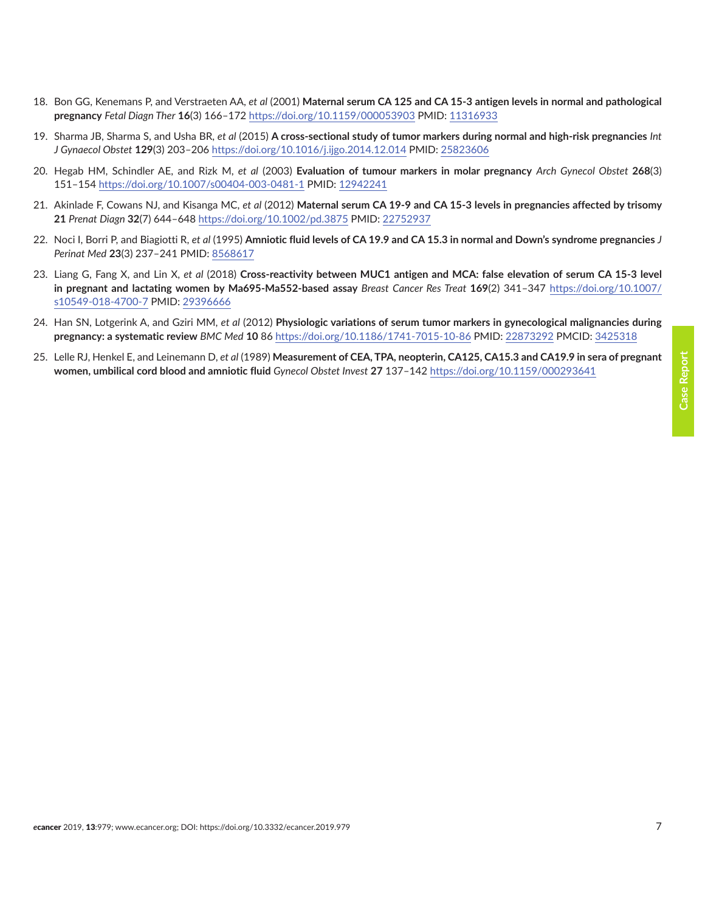18. Bon GG, Kenemans P, and Verstraeten AA, *et al* (2001) **Maternal serum CA 125 and CA 15-3 antigen levels in normal and pathological pregnancy** *Fetal Diagn Ther* **16**(3) 166–172 https://doi.org/10.1159/000053903 PMID: 11316933

19. Sharma JB, Sharma S, and Usha BR, *et al* (2015) **A cross-sectional study of tumor markers during normal and high-risk pregnancies** *Int J Gynaecol Obstet* **129**(3) 203–206 https://doi.org/10.1016/j.ijgo.2014.12.014 PMID: 25823606

20. Hegab HM, Schindler AE, and Rizk M, *et al* (2003) **Evaluation of tumour markers in molar pregnancy** *Arch Gynecol Obstet* **268**(3) 151–154 https://doi.org/10.1007/s00404-003-0481-1 PMID: 12942241

21. Akinlade F, Cowans NJ, and Kisanga MC, *et al* (2012) **Maternal serum CA 19-9 and CA 15-3 levels in pregnancies affected by trisomy 21** *Prenat Diagn* **32**(7) 644–648 https://doi.org/10.1002/pd.3875 PMID: 22752937

22. Noci I, Borri P, and Biagiotti R, *et al* (1995) **Amniotic fluid levels of CA 19.9 and CA 15.3 in normal and Down's syndrome pregnancies** *J Perinat Med* **23**(3) 237–241 PMID: 8568617

23. Liang G, Fang X, and Lin X, *et al* (2018) **Cross-reactivity between MUC1 antigen and MCA: false elevation of serum CA 15-3 level in pregnant and lactating women by Ma695-Ma552-based assay** *Breast Cancer Res Treat* **169**(2) 341–347 https://doi.org/10.1007/s10549-018-4700-7 PMID: 29396666

24. Han SN, Lotgerink A, and Gziri MM, *et al* (2012) **Physiologic variations of serum tumor markers in gynecological malignancies during pregnancy: a systematic review** *BMC Med* **10** 86 https://doi.org/10.1186/1741-7015-10-86 PMID: 22873292 PMCID: 3425318

25. Lelle RJ, Henkel E, and Leinemann D, *et al* (1989) **Measurement of CEA, TPA, neopterin, CA125, CA15.3 and CA19.9 in sera of pregnant women, umbilical cord blood and amniotic fluid** *Gynecol Obstet Invest* **27** 137–142 https://doi.org/10.1159/000293641